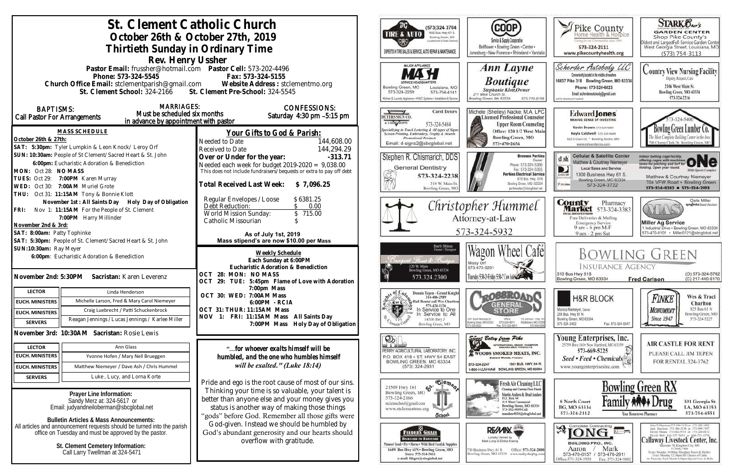# St. Clement Catholic Church

## October 26th & October 27th, 2019

## Thirtieth Sunday in Ordinary Time

### Rev. Henry Ussher

Pastor Email: frussher@hotmail.com Pastor Cell: 573-202-4496
Phone: 573-324-5545 Fax: 573-324-5155
Church Office Email: stclementparish@gmail.com Website Address : stclementmo.org
St. Clement School: 324-2166 St. Clement Pre-School: 324-5545

**BAPTISMS:** Call Pastor For Arrangements

**MARRIAGES:** Must be scheduled six months in advance by appointment with pastor

**CONFESSIONS:** Saturday 4:30 pm –5:15 pm

### MASS SCHEDULE

**October 26th & 27th:**
**SAT: 5:30pm:** Tyler Lumpkin & Leon Knock/ Leroy Orf
**SUN: 10:30am:** People of St Clement/Sacred Heart & St. John
**6:00pm:** Eucharistic Adoration & Benediction
**MON:** Oct 28: **NO MASS**
**TUES:** Oct 29: **7:00PM** Karen Murray
**WED:** Oct 30: **7:00AM** Muriel Grote
**THU:** Oct 31: **11:15AM** Tony & Bonnie Klott
**November 1st : All Saints Day Holy Day of Obligation**
**FRI:** Nov 1: **11:15AM** For the People of St. Clement
**7:00PM** Harry Millinder
**November 2nd & 3rd:**
**SAT: 8:00am:** Patty Tophinke
**SAT: 5:30pm:** People of St. Clement/Sacred Heart & St. John
**SUN:10:30am:** Ray Meyer
**6:00pm**: Eucharistic Adoration & Benediction

**November 2nd: 5:30PM Sacristan:** Karen Leverenz

| | |
|---|---|
| LECTOR | Linda Henderson |
| EUCH. MINISTERS | Michelle Larson, Fred & Mary Carol Niemeyer |
| EUCH. MINISTERS | Craig Luebrecht / Patti Schuckenbrock |
| SERVERS | Reagan Jennings / Lucas Jennings / Karlee Miller |

**November 3rd: 10:30AM Sacristan:** Rosie Lewis

| | |
|---|---|
| LECTOR | Ann Glass |
| EUCH. MINISTERS | Yvonne Hofen / Mary Nell Brueggen |
| EUCH. MINISTERS | Matthew Niemeyer / Dave Ash / Chris Hummel |
| SERVERS | Luke , Lucy, and Lorna Korte |

**Prayer Line Information:**
Sandy Merz at: 324-5617 or
Email: judyandneiloberman@sbcglobal.net

**Bulletin Articles & Mass Announcements:**
All articles and announcement requests should be turned into the parish office on Tuesday and must be approved by the pastor.

**St. Clement Cemetery Information:**
Call Larry Twellman at 324-5471

### Your Gifts to God & Parish:

| | |
|---|---|
| Needed to Date | 144,608.00 |
| Received to Date | 144,294.29 |
| **Over or Under for the year:** | **-313.71** |

Needed each week for budget 2019-2020 = 9,038.00
This does not include fundraisers/bequests or extra to pay off debt

**Total Received Last Week: $ 7,096.25**

| | |
|---|---|
| Regular Envelopes / Loose | $ 6381.25 |
| Debt Reduction: | $ 0.00 |
| World Mission Sunday: | $ 715.00 |
| Catholic Missourian | $ |

**As of July 1st, 2019**
**Mass stipend's are now $10.00 per Mass**

**Weekly Schedule**
**Each Sunday at 6:00PM**
**Eucharistic Adoration & Benediction**

**OCT 28: MON: NO MASS**
**OCT 29: TUE: 5:45pm Flame of Love with Adoration**
**7:00pm Mass**
**OCT 30: WED: 7:00AM Mass**
**6:00PM - RCIA**
**OCT 31: THUR: 11:15AM Mass**
**NOV 1: FRI: 11:15AM Mass All Saints Day**
**7:00PM Mass Holy Day of Obligation**

*"…for whoever exalts himself will be humbled, and the one who humbles himself will be exalted." (Luke 18:14)*

Pride and ego is the root cause of most of our sins. Thinking your time is so valuable, your talent is better than anyone else and your money gives you status is another way of making those things "gods" before God. Remember all those gifts were God-given. Instead we should be humbled by God's abundant generosity and our hearts should overflow with gratitude.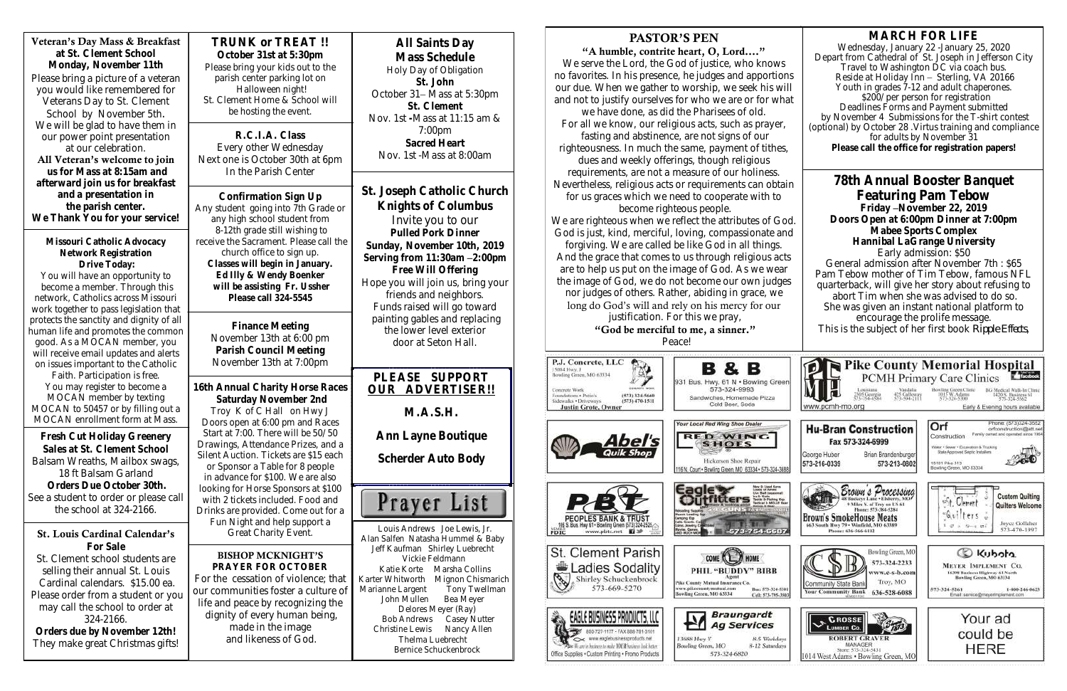**Veteran's Day Mass & Breakfast at St. Clement School Monday, November 11th**

Please bring a picture of a veteran you would like remembered for Veterans Day to St. Clement School by November 5th. We will be glad to have them in our power point presentation at our celebration.

**All Veteran's welcome to join us for Mass at 8:15am and afterward join us for breakfast and a presentation in the parish center. We Thank You for your service!**

**Missouri Catholic Advocacy Network Registration Drive Today:**

You will have an opportunity to become a member. Through this network, Catholics across Missouri work together to pass legislation that protects the sanctity and dignity of all human life and promotes the common good. As a MOCAN member, you will receive email updates and alerts on issues important to the Catholic Faith. Participation is free. You may register to become a MOCAN member by texting MOCAN to 50457 or by filling out a MOCAN enrollment form at Mass.

**Fresh Cut Holiday Greenery Sales at St. Clement School**

Balsam Wreaths, Mailbox swags, 18 ft Balsam Garland

**Orders Due October 30th.**

See a student to order or please call the school at 324-2166.

**St. Louis Cardinal Calendar's For Sale**

St. Clement school students are selling their annual St. Louis Cardinal calendars. $15.00 ea. Please order from a student or you may call the school to order at 324-2166.

**Orders due by November 12th!**

They make great Christmas gifts!

**TRUNK or TREAT !!**

**October 31st at 5:30pm**

Please bring your kids out to the parish center parking lot on Halloween night! St. Clement Home & School will be hosting the event.

**R.C.I.A. Class**

Every other Wednesday

Next one is October 30th at 6pm In the Parish Center

**Confirmation Sign Up**

Any student going into 7th Grade or any high school student from 8-12th grade still wishing to receive the Sacrament. Please call the church office to sign up.

**Classes will begin in January. Ed Illy & Wendy Boenker will be assisting Fr. Ussher Please call 324-5545**

**Finance Meeting**

November 13th at 6:00 pm

**Parish Council Meeting**

November 13th at 7:00pm

**16th Annual Charity Horse Races Saturday November 2nd**

Troy K of C Hall on Hwy J

Doors open at 6:00 pm and Races Start at 7:00. There will be 50/50 Drawings, Attendance Prizes, and a Silent Auction. Tickets are $15 each or Sponsor a Table for 8 people in advance for $100. We are also looking for Horse Sponsors at $100 with 2 tickets included. Food and Drinks are provided. Come out for a Fun Night and help support a Great Charity Event.

**BISHOP MCKNIGHT'S PRAYER FOR OCTOBER**

For the cessation of violence; that our communities foster a culture of life and peace by recognizing the dignity of every human being, made in the image and likeness of God.

**All Saints Day Mass Schedule**

Holy Day of Obligation

**St. John**

October 31– Mass at 5:30pm

**St. Clement**

Nov. 1st -Mass at 11:15 am & 7:00pm

**Sacred Heart**

Nov. 1st -Mass at 8:00am

**St. Joseph Catholic Church Knights of Columbus**

Invite you to our

**Pulled Pork Dinner**

**Sunday, November 10th, 2019**

**Serving from 11:30am –2:00pm**

**Free Will Offering**

Hope you will join us, bring your friends and neighbors. Funds raised will go toward painting gables and replacing the lower level exterior door at Seton Hall.

**PLEASE SUPPORT OUR ADVERTISER!!**

**M.A.S.H.**

**Ann Layne Boutique**

**Scherder Auto Body**

**Prayer List**

Louis Andrews Joe Lewis, Jr.
Alan Salfen Natasha Hummel & Baby
Jeff Kaufman Shirley Luebrecht
Vickie Feldmann
Katie Korte Marsha Collins
Karter Whitworth Mignon Chismarich
Marianne Largent Tony Twellman
John Mullen Bea Meyer
Delores Meyer (Ray)
Bob Andrews Casey Nutter
Christine Lewis Nancy Allen
Thelma Luebrecht
Bernice Schuckenbrock

**PASTOR'S PEN**

**"A humble, contrite heart, O, Lord…."**

We serve the Lord, the God of justice, who knows no favorites. In his presence, he judges and apportions our due. When we gather to worship, we seek his will and not to justify ourselves for who we are or for what we have done, as did the Pharisees of old. For all we know, our religious acts, such as prayer, fasting and abstinence, are not signs of our righteousness. In much the same, payment of tithes, dues and weekly offerings, though religious requirements, are not a measure of our holiness. Nevertheless, religious acts or requirements can obtain for us graces which we need to cooperate with to become righteous people.

We are righteous when we reflect the attributes of God. God is just, kind, merciful, loving, compassionate and forgiving. We are called be like God in all things. And the grace that comes to us through religious acts are to help us put on the image of God. As we wear the image of God, we do not become our own judges nor judges of others. Rather, abiding in grace, we long do God's will and rely on his mercy for our justification. For this we pray,

**"God be merciful to me, a sinner."**

Peace!

**MARCH FOR LIFE**

Wednesday, January 22 -January 25, 2020
Depart from Cathedral of St. Joseph in Jefferson City
Travel to Washington DC via coach bus.
Reside at Holiday Inn – Sterling, VA 20166
Youth in grades 7-12 and adult chaperones.
$200/per person for registration
Deadlines Forms and Payment submitted by November 4 Submissions for the T-shirt contest (optional) by October 28 .Virtus training and compliance for adults by November 31

**Please call the office for registration papers!**

**78th Annual Booster Banquet Featuring Pam Tebow**

**Friday –November 22, 2019**

**Doors Open at 6:00pm Dinner at 7:00pm**

**Mabee Sports Complex**

**Hannibal LaGrange University**

Early admission: $50

General admission after November 7th : $65

Pam Tebow mother of Tim Tebow, famous NFL quarterback, will give her story about refusing to abort Tim when she was advised to do so. She was given an instant national platform to encourage the prolife message. This is the subject of her first book *Ripple Effects,*

P.J. Concrete, LLC
15084 Hwy J
Bowling Green, MO 63334
Concrete Work
Foundations • Patio's
Sidewalks • Driveways
(573) 324-5660
(573) 470-1511
Justin Grote, Owner

B & B
931 Bus. Hwy. 61 N • Bowling Green
573-324-9993
Sandwiches, Homemade Pizza
Cold Beer, Soda

Pike County Memorial Hospital
PCMH Primary Care Clinics
www.pcmh-mo.org
Early & Evening hours available

Abel's Quik Shop

Your Local Red Wing Shoe Dealer
RED WING SHOES
Hickerson Shoe Repair
116 N. Court • Bowling Green MO 63334 • 573-324-3688

Hu-Bran Construction
Fax 573-324-6999
George Huber 573-216-0339
Brian Brandenburger 573-213-0802

Orf Construction
Water • Sewer • Excavation & Trucking
State Approved Septic Installers
Family owned and operated since 1954
15101 Pike 313
Bowling Green, MO 63334

PEOPLES BANK & TRUST
116 S. Bus Hwy 61 • Bowling Green (573) 324-2525
www.pbtc.net

Eagle Outfitters
573-754-6687

Brown's Processing
48 Buckeye Lane • Elsberry, MO
9 Miles N. of Troy on US 61
Phone: 573-384-5284
Brown's SmokeHouse Meats
663 South Hwy 79 • Winfield, MO 63389
Phone: 636-566-6112

St. Clement Quilters
Custom Quilting
Quilters Welcome
Joyce Gollaher
573-470-1997

St. Clement Parish
Ladies Sodality
Shirley Schuckenbrock
573-669-5270

PHIL "BUDDY" BIBB
Agent
Pike County Mutual Insurance Co.
www.pikecountymutual.com
Bowling Green, MO 63334
Bus: 573-324-5101
Cell: 573-795-3803

Community State Bank
Bowling Green, MO 573-324-2233
www.c-s-b.com
Troy, MO 636-528-6088
Your Community Bank

Kubota
MEYER IMPLEMENT CO.
16398 Business Highway 61 North
Bowling Green, MO 63334
573-324-5261
1-800-246-0623
Email: service@meyerimplement.com

EAGLE BUSINESS PRODUCTS, LLC
800-727-1177 • FAX 888-781-3101
www.eaglebusinessproducts.net
Office Supplies • Custom Printing • Promo Products

Braungardt Ag Services
13688 Hwy Y
Bowling Green, MO
573-324-6820
8-5 Weekdays
8-12 Saturdays

CROSSE LUMBER CO.
ROBERT GRAVER
MANAGER
Store: 573-324-5431
1014 West Adams • Bowling Green, MO

Your ad could be HERE